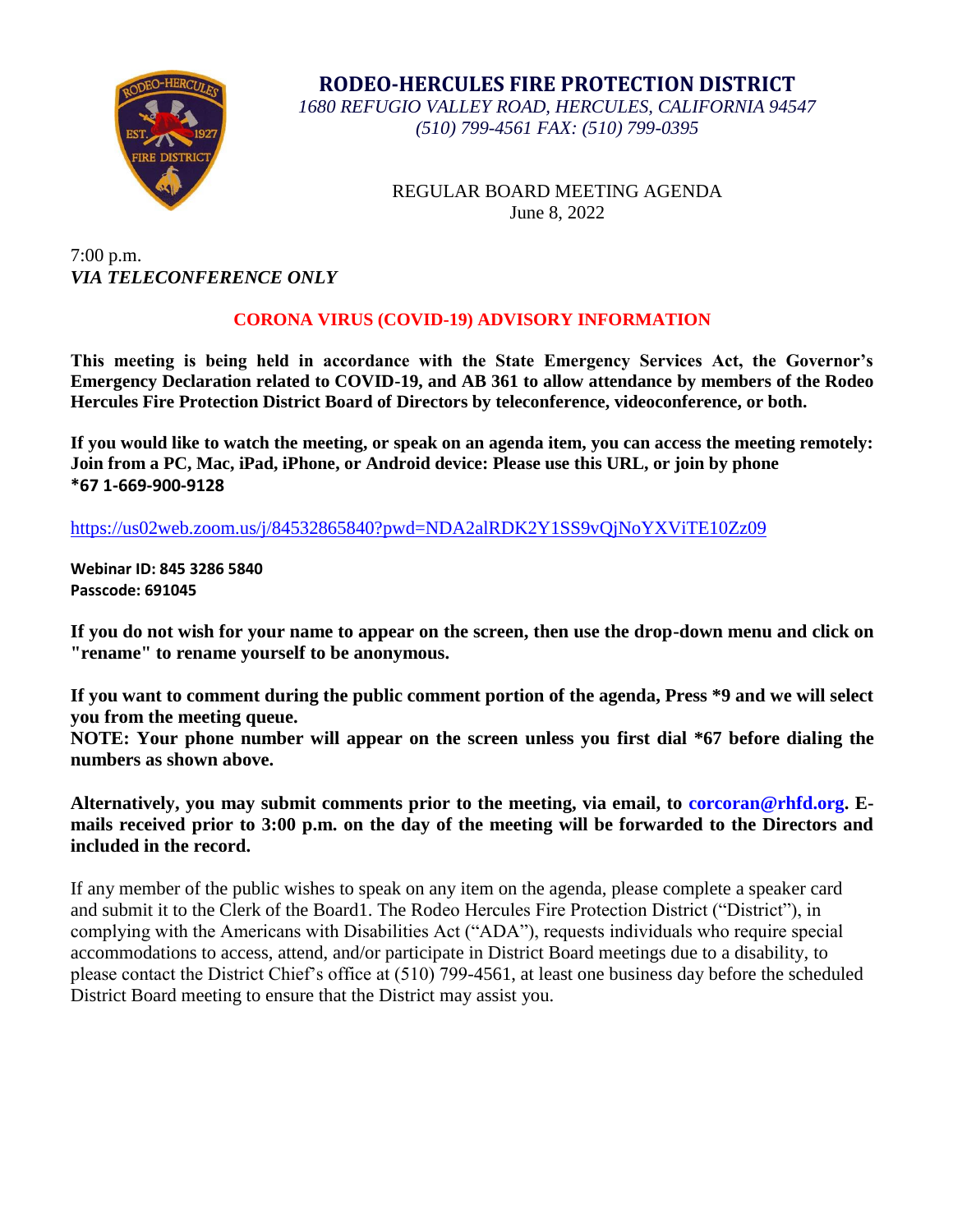# RODEO-HERCULES FIRE PROTECTION DISTRICT

*1680 REFUGIO VALLEY ROAD, HERCULES, CALIFORNIA 94547*
*(510) 799-4561 FAX: (510) 799-0395*

REGULAR BOARD MEETING AGENDA
June 8, 2022

7:00 p.m.
*VIA TELECONFERENCE ONLY*

## CORONA VIRUS (COVID-19) ADVISORY INFORMATION

**This meeting is being held in accordance with the State Emergency Services Act, the Governor's Emergency Declaration related to COVID-19, and AB 361 to allow attendance by members of the Rodeo Hercules Fire Protection District Board of Directors by teleconference, videoconference, or both.**

**If you would like to watch the meeting, or speak on an agenda item, you can access the meeting remotely: Join from a PC, Mac, iPad, iPhone, or Android device: Please use this URL, or join by phone *67 1-669-900-9128**

https://us02web.zoom.us/j/84532865840?pwd=NDA2alRDK2Y1SS9vQjNoYXViTE10Zz09

**Webinar ID: 845 3286 5840**
**Passcode: 691045**

**If you do not wish for your name to appear on the screen, then use the drop-down menu and click on "rename" to rename yourself to be anonymous.**

**If you want to comment during the public comment portion of the agenda, Press *9 and we will select you from the meeting queue.**
**NOTE: Your phone number will appear on the screen unless you first dial *67 before dialing the numbers as shown above.**

**Alternatively, you may submit comments prior to the meeting, via email, to corcoran@rhfd.org. E-mails received prior to 3:00 p.m. on the day of the meeting will be forwarded to the Directors and included in the record.**

If any member of the public wishes to speak on any item on the agenda, please complete a speaker card and submit it to the Clerk of the Board1. The Rodeo Hercules Fire Protection District ("District"), in complying with the Americans with Disabilities Act ("ADA"), requests individuals who require special accommodations to access, attend, and/or participate in District Board meetings due to a disability, to please contact the District Chief's office at (510) 799-4561, at least one business day before the scheduled District Board meeting to ensure that the District may assist you.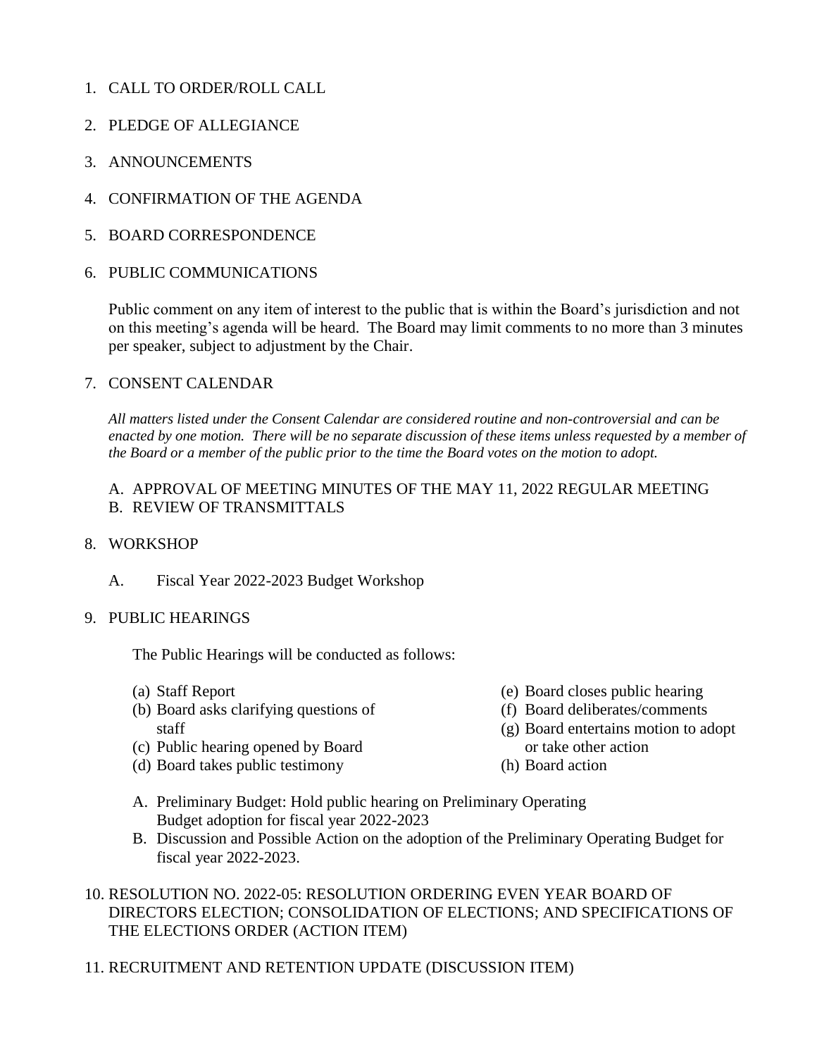1. CALL TO ORDER/ROLL CALL

2. PLEDGE OF ALLEGIANCE

3. ANNOUNCEMENTS

4. CONFIRMATION OF THE AGENDA

5. BOARD CORRESPONDENCE

6. PUBLIC COMMUNICATIONS

   Public comment on any item of interest to the public that is within the Board's jurisdiction and not on this meeting's agenda will be heard. The Board may limit comments to no more than 3 minutes per speaker, subject to adjustment by the Chair.

7. CONSENT CALENDAR

   *All matters listed under the Consent Calendar are considered routine and non-controversial and can be enacted by one motion. There will be no separate discussion of these items unless requested by a member of the Board or a member of the public prior to the time the Board votes on the motion to adopt.*

   A. APPROVAL OF MEETING MINUTES OF THE MAY 11, 2022 REGULAR MEETING
   B. REVIEW OF TRANSMITTALS

8. WORKSHOP

   A. Fiscal Year 2022-2023 Budget Workshop

9. PUBLIC HEARINGS

   The Public Hearings will be conducted as follows:

   (a) Staff Report
   (b) Board asks clarifying questions of staff
   (c) Public hearing opened by Board
   (d) Board takes public testimony
   (e) Board closes public hearing
   (f) Board deliberates/comments
   (g) Board entertains motion to adopt or take other action
   (h) Board action

   A. Preliminary Budget: Hold public hearing on Preliminary Operating Budget adoption for fiscal year 2022-2023
   B. Discussion and Possible Action on the adoption of the Preliminary Operating Budget for fiscal year 2022-2023.

10. RESOLUTION NO. 2022-05: RESOLUTION ORDERING EVEN YEAR BOARD OF DIRECTORS ELECTION; CONSOLIDATION OF ELECTIONS; AND SPECIFICATIONS OF THE ELECTIONS ORDER (ACTION ITEM)

11. RECRUITMENT AND RETENTION UPDATE (DISCUSSION ITEM)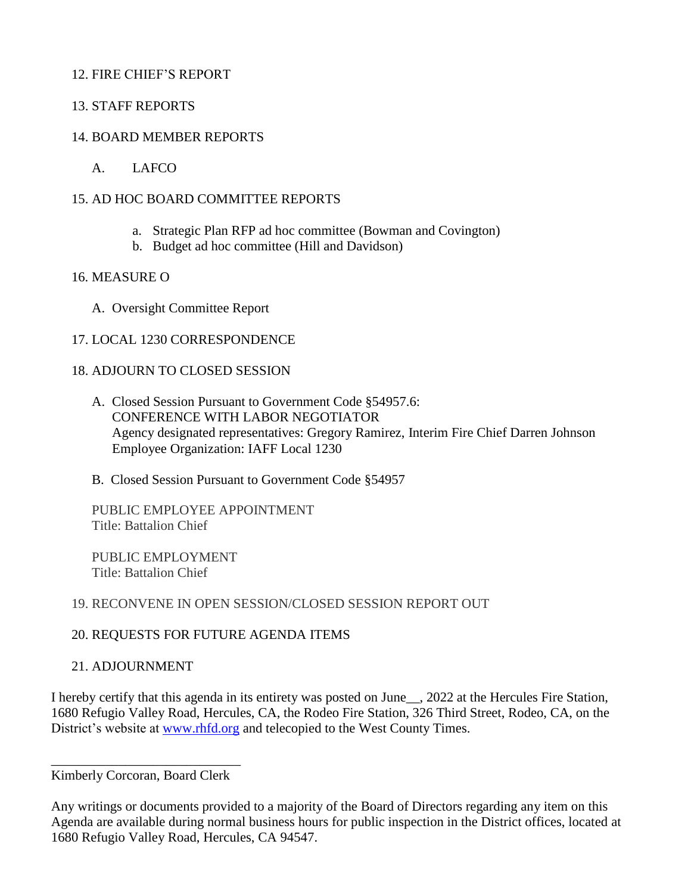12. FIRE CHIEF'S REPORT

13. STAFF REPORTS

14. BOARD MEMBER REPORTS

    A. LAFCO

15. AD HOC BOARD COMMITTEE REPORTS

    a. Strategic Plan RFP ad hoc committee (Bowman and Covington)
    b. Budget ad hoc committee (Hill and Davidson)

16. MEASURE O

    A. Oversight Committee Report

17. LOCAL 1230 CORRESPONDENCE

18. ADJOURN TO CLOSED SESSION

    A. Closed Session Pursuant to Government Code §54957.6:
       CONFERENCE WITH LABOR NEGOTIATOR
       Agency designated representatives: Gregory Ramirez, Interim Fire Chief Darren Johnson
       Employee Organization: IAFF Local 1230

    B. Closed Session Pursuant to Government Code §54957

    PUBLIC EMPLOYEE APPOINTMENT
    Title: Battalion Chief

    PUBLIC EMPLOYMENT
    Title: Battalion Chief

19. RECONVENE IN OPEN SESSION/CLOSED SESSION REPORT OUT

20. REQUESTS FOR FUTURE AGENDA ITEMS

21. ADJOURNMENT

I hereby certify that this agenda in its entirety was posted on June__, 2022 at the Hercules Fire Station, 1680 Refugio Valley Road, Hercules, CA, the Rodeo Fire Station, 326 Third Street, Rodeo, CA, on the District's website at www.rhfd.org and telecopied to the West County Times.

___________________________

Kimberly Corcoran, Board Clerk

Any writings or documents provided to a majority of the Board of Directors regarding any item on this Agenda are available during normal business hours for public inspection in the District offices, located at 1680 Refugio Valley Road, Hercules, CA 94547.